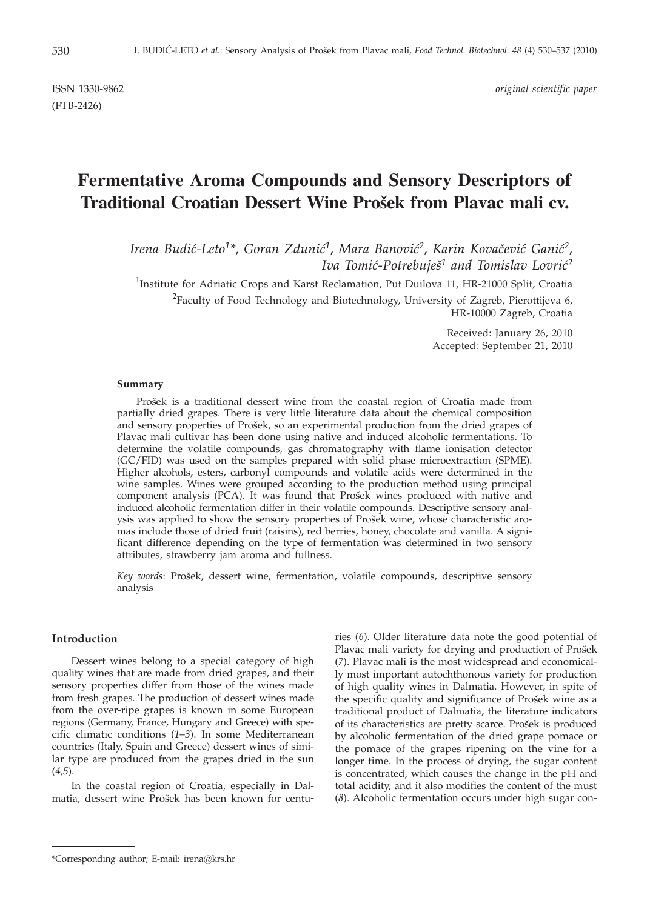ISSN 1330-9862 *original scientific paper*
(FTB-2426)

# Fermentative Aroma Compounds and Sensory Descriptors of Traditional Croatian Dessert Wine Prošek from Plavac mali cv.

*Irena Budić-Leto[1]\*, Goran Zdunić[1], Mara Banović[2], Karin Kovačević Ganić[2], Iva Tomić-Potrebuješ[1] and Tomislav Lovrić[2]*

[1]Institute for Adriatic Crops and Karst Reclamation, Put Duilova 11, HR-21000 Split, Croatia

[2]Faculty of Food Technology and Biotechnology, University of Zagreb, Pierottijeva 6, HR-10000 Zagreb, Croatia

Received: January 26, 2010
Accepted: September 21, 2010

#### Summary

Prošek is a traditional dessert wine from the coastal region of Croatia made from partially dried grapes. There is very little literature data about the chemical composition and sensory properties of Prošek, so an experimental production from the dried grapes of Plavac mali cultivar has been done using native and induced alcoholic fermentations. To determine the volatile compounds, gas chromatography with flame ionisation detector (GC/FID) was used on the samples prepared with solid phase microextraction (SPME). Higher alcohols, esters, carbonyl compounds and volatile acids were determined in the wine samples. Wines were grouped according to the production method using principal component analysis (PCA). It was found that Prošek wines produced with native and induced alcoholic fermentation differ in their volatile compounds. Descriptive sensory analysis was applied to show the sensory properties of Prošek wine, whose characteristic aromas include those of dried fruit (raisins), red berries, honey, chocolate and vanilla. A significant difference depending on the type of fermentation was determined in two sensory attributes, strawberry jam aroma and fullness.

*Key words*: Prošek, dessert wine, fermentation, volatile compounds, descriptive sensory analysis

## Introduction

Dessert wines belong to a special category of high quality wines that are made from dried grapes, and their sensory properties differ from those of the wines made from fresh grapes. The production of dessert wines made from the over-ripe grapes is known in some European regions (Germany, France, Hungary and Greece) with specific climatic conditions (*1–3*). In some Mediterranean countries (Italy, Spain and Greece) dessert wines of similar type are produced from the grapes dried in the sun (*4,5*).

In the coastal region of Croatia, especially in Dalmatia, dessert wine Prošek has been known for centuries (*6*). Older literature data note the good potential of Plavac mali variety for drying and production of Prošek (*7*). Plavac mali is the most widespread and economically most important autochthonous variety for production of high quality wines in Dalmatia. However, in spite of the specific quality and significance of Prošek wine as a traditional product of Dalmatia, the literature indicators of its characteristics are pretty scarce. Prošek is produced by alcoholic fermentation of the dried grape pomace or the pomace of the grapes ripening on the vine for a longer time. In the process of drying, the sugar content is concentrated, which causes the change in the pH and total acidity, and it also modifies the content of the must (*8*). Alcoholic fermentation occurs under high sugar con-

\*Corresponding author; E-mail: irena@krs.hr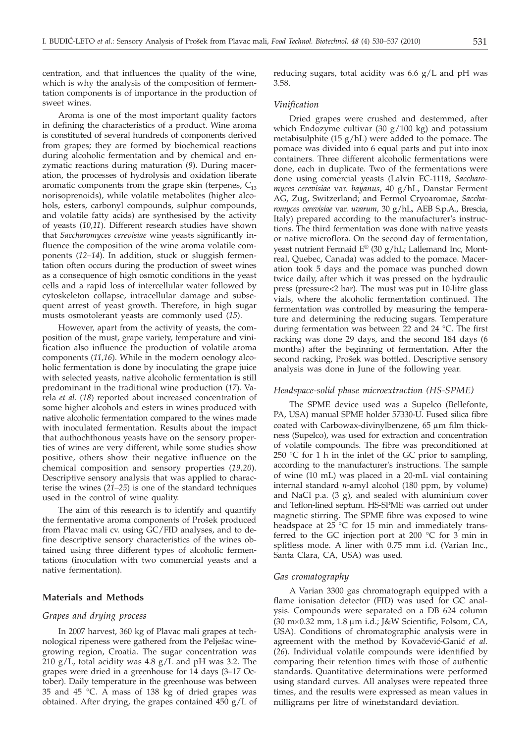centration, and that influences the quality of the wine, which is why the analysis of the composition of fermentation components is of importance in the production of sweet wines.

Aroma is one of the most important quality factors in defining the characteristics of a product. Wine aroma is constituted of several hundreds of components derived from grapes; they are formed by biochemical reactions during alcoholic fermentation and by chemical and enzymatic reactions during maturation (*9*). During maceration, the processes of hydrolysis and oxidation liberate aromatic components from the grape skin (terpenes, $C_{13}$ norisoprenoids), while volatile metabolites (higher alcohols, esters, carbonyl compounds, sulphur compounds, and volatile fatty acids) are synthesised by the activity of yeasts (*10,11*). Different research studies have shown that *Saccharomyces cerevisiae* wine yeasts significantly influence the composition of the wine aroma volatile components (*12–14*). In addition, stuck or sluggish fermentation often occurs during the production of sweet wines as a consequence of high osmotic conditions in the yeast cells and a rapid loss of intercellular water followed by cytoskeleton collapse, intracellular damage and subsequent arrest of yeast growth. Therefore, in high sugar musts osmotolerant yeasts are commonly used (*15*).

However, apart from the activity of yeasts, the composition of the must, grape variety, temperature and vinification also influence the production of volatile aroma components (*11,16*). While in the modern oenology alcoholic fermentation is done by inoculating the grape juice with selected yeasts, native alcoholic fermentation is still predominant in the traditional wine production (*17*). Varela *et al.* (*18*) reported about increased concentration of some higher alcohols and esters in wines produced with native alcoholic fermentation compared to the wines made with inoculated fermentation. Results about the impact that authochthonous yeasts have on the sensory properties of wines are very different, while some studies show positive, others show their negative influence on the chemical composition and sensory properties (*19,20*). Descriptive sensory analysis that was applied to characterise the wines (*21–25*) is one of the standard techniques used in the control of wine quality.

The aim of this research is to identify and quantify the fermentative aroma components of Prošek produced from Plavac mali cv. using GC/FID analyses, and to define descriptive sensory characteristics of the wines obtained using three different types of alcoholic fermentations (inoculation with two commercial yeasts and a native fermentation).

## Materials and Methods

### *Grapes and drying process*

In 2007 harvest, 360 kg of Plavac mali grapes at technological ripeness were gathered from the Pelješac winegrowing region, Croatia. The sugar concentration was 210 g/L, total acidity was 4.8 g/L and pH was 3.2. The grapes were dried in a greenhouse for 14 days (3–17 October). Daily temperature in the greenhouse was between 35 and 45 °C. A mass of 138 kg of dried grapes was obtained. After drying, the grapes contained 450 g/L of reducing sugars, total acidity was 6.6 g/L and pH was 3.58.

### *Vinification*

Dried grapes were crushed and destemmed, after which Endozyme cultivar (30 g/100 kg) and potassium metabisulphite (15 g/hL) were added to the pomace. The pomace was divided into 6 equal parts and put into inox containers. Three different alcoholic fermentations were done, each in duplicate. Two of the fermentations were done using comercial yeasts (Lalvin EC-1118, *Saccharomyces cerevisiae* var. *bayanus*, 40 g/hL, Danstar Ferment AG, Zug, Switzerland; and Fermol Cryoaromae, *Saccharomyces cerevisiae* var. *uvarum*, 30 g/hL, AEB S.p.A., Brescia, Italy) prepared according to the manufacturer's instructions. The third fermentation was done with native yeasts or native microflora. On the second day of fermentation, yeast nutrient Fermaid E® (30 g/hL; Lallemand Inc, Montreal, Quebec, Canada) was added to the pomace. Maceration took 5 days and the pomace was punched down twice daily, after which it was pressed on the hydraulic press (pressure<2 bar). The must was put in 10-litre glass vials, where the alcoholic fermentation continued. The fermentation was controlled by measuring the temperature and determining the reducing sugars. Temperature during fermentation was between 22 and 24 °C. The first racking was done 29 days, and the second 184 days (6 months) after the beginning of fermentation. After the second racking, Prošek was bottled. Descriptive sensory analysis was done in June of the following year.

### *Headspace-solid phase microextraction (HS-SPME)*

The SPME device used was a Supelco (Bellefonte, PA, USA) manual SPME holder 57330-U. Fused silica fibre coated with Carbowax-divinylbenzene, 65 µm film thickness (Supelco), was used for extraction and concentration of volatile compounds. The fibre was preconditioned at 250 °C for 1 h in the inlet of the GC prior to sampling, according to the manufacturer's instructions. The sample of wine (10 mL) was placed in a 20-mL vial containing internal standard *n*-amyl alcohol (180 ppm, by volume) and NaCl p.a. (3 g), and sealed with aluminium cover and Teflon-lined septum. HS-SPME was carried out under magnetic stirring. The SPME fibre was exposed to wine headspace at 25 °C for 15 min and immediately transferred to the GC injection port at 200 °C for 3 min in splitless mode. A liner with 0.75 mm i.d. (Varian Inc., Santa Clara, CA, USA) was used.

### *Gas cromatography*

A Varian 3300 gas chromatograph equipped with a flame ionisation detector (FID) was used for GC analysis. Compounds were separated on a DB 624 column (30 m×0.32 mm, 1.8 µm i.d.; J&W Scientific, Folsom, CA, USA). Conditions of chromatographic analysis were in agreement with the method by Kovačević-Ganić *et al.* (*26*). Individual volatile compounds were identified by comparing their retention times with those of authentic standards. Quantitative determinations were performed using standard curves. All analyses were repeated three times, and the results were expressed as mean values in milligrams per litre of wine±standard deviation.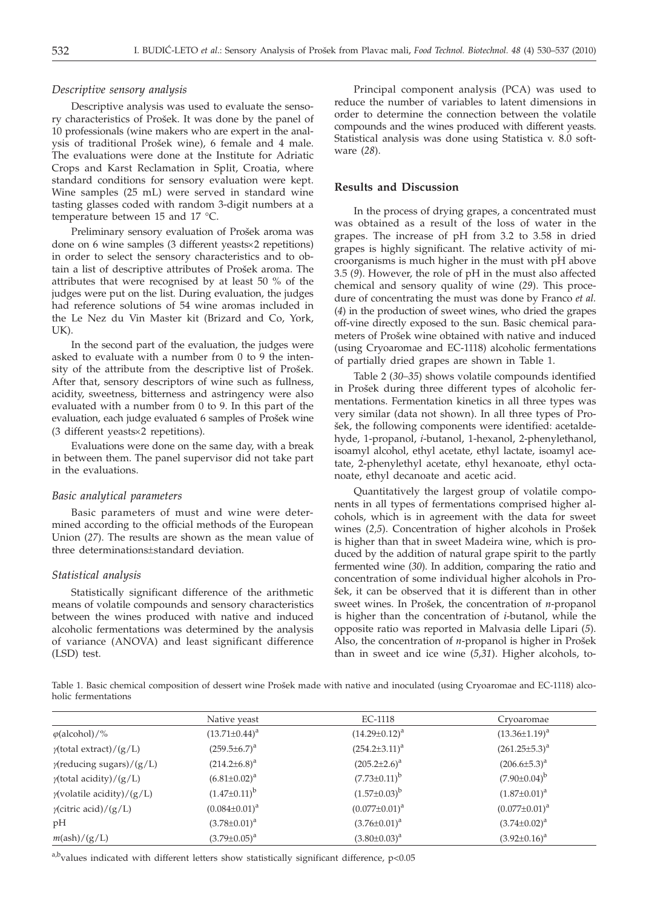### *Descriptive sensory analysis*

Descriptive analysis was used to evaluate the sensory characteristics of Prošek. It was done by the panel of 10 professionals (wine makers who are expert in the analysis of traditional Prošek wine), 6 female and 4 male. The evaluations were done at the Institute for Adriatic Crops and Karst Reclamation in Split, Croatia, where standard conditions for sensory evaluation were kept. Wine samples (25 mL) were served in standard wine tasting glasses coded with random 3-digit numbers at a temperature between 15 and 17 °C.

Preliminary sensory evaluation of Prošek aroma was done on 6 wine samples (3 different yeasts×2 repetitions) in order to select the sensory characteristics and to obtain a list of descriptive attributes of Prošek aroma. The attributes that were recognised by at least 50 % of the judges were put on the list. During evaluation, the judges had reference solutions of 54 wine aromas included in the Le Nez du Vin Master kit (Brizard and Co, York, UK).

In the second part of the evaluation, the judges were asked to evaluate with a number from 0 to 9 the intensity of the attribute from the descriptive list of Prošek. After that, sensory descriptors of wine such as fullness, acidity, sweetness, bitterness and astringency were also evaluated with a number from 0 to 9. In this part of the evaluation, each judge evaluated 6 samples of Prošek wine (3 different yeasts×2 repetitions).

Evaluations were done on the same day, with a break in between them. The panel supervisor did not take part in the evaluations.

### *Basic analytical parameters*

Basic parameters of must and wine were determined according to the official methods of the European Union (*27*). The results are shown as the mean value of three determinations±standard deviation.

### *Statistical analysis*

Statistically significant difference of the arithmetic means of volatile compounds and sensory characteristics between the wines produced with native and induced alcoholic fermentations was determined by the analysis of variance (ANOVA) and least significant difference (LSD) test.

Principal component analysis (PCA) was used to reduce the number of variables to latent dimensions in order to determine the connection between the volatile compounds and the wines produced with different yeasts. Statistical analysis was done using Statistica v. 8.0 software (*28*).

## Results and Discussion

In the process of drying grapes, a concentrated must was obtained as a result of the loss of water in the grapes. The increase of pH from 3.2 to 3.58 in dried grapes is highly significant. The relative activity of microorganisms is much higher in the must with pH above 3.5 (*9*). However, the role of pH in the must also affected chemical and sensory quality of wine (*29*). This procedure of concentrating the must was done by Franco *et al.* (*4*) in the production of sweet wines, who dried the grapes off-vine directly exposed to the sun. Basic chemical parameters of Prošek wine obtained with native and induced (using Cryoaromae and EC-1118) alcoholic fermentations of partially dried grapes are shown in Table 1.

Table 2 (*30–35*) shows volatile compounds identified in Prošek during three different types of alcoholic fermentations. Fermentation kinetics in all three types was very similar (data not shown). In all three types of Prošek, the following components were identified: acetaldehyde, 1-propanol, *i*-butanol, 1-hexanol, 2-phenylethanol, isoamyl alcohol, ethyl acetate, ethyl lactate, isoamyl acetate, 2-phenylethyl acetate, ethyl hexanoate, ethyl octanoate, ethyl decanoate and acetic acid.

Quantitatively the largest group of volatile components in all types of fermentations comprised higher alcohols, which is in agreement with the data for sweet wines (*2,5*). Concentration of higher alcohols in Prošek is higher than that in sweet Madeira wine, which is produced by the addition of natural grape spirit to the partly fermented wine (*30*). In addition, comparing the ratio and concentration of some individual higher alcohols in Prošek, it can be observed that it is different than in other sweet wines. In Prošek, the concentration of *n*-propanol is higher than the concentration of *i*-butanol, while the opposite ratio was reported in Malvasia delle Lipari (*5*). Also, the concentration of *n*-propanol is higher in Prošek than in sweet and ice wine (*5,31*). Higher alcohols, to-

Table 1. Basic chemical composition of dessert wine Prošek made with native and inoculated (using Cryoaromae and EC-1118) alcoholic fermentations

| | Native yeast | EC-1118 | Cryoaromae |
|---|---|---|---|
| $\varphi$(alcohol)/% | $(13.71\pm0.44)^a$ | $(14.29\pm0.12)^a$ | $(13.36\pm1.19)^a$ |
| $\gamma$(total extract)/(g/L) | $(259.5\pm6.7)^a$ | $(254.2\pm3.11)^a$ | $(261.25\pm5.3)^a$ |
| $\gamma$(reducing sugars)/(g/L) | $(214.2\pm6.8)^a$ | $(205.2\pm2.6)^a$ | $(206.6\pm5.3)^a$ |
| $\gamma$(total acidity)/(g/L) | $(6.81\pm0.02)^a$ | $(7.73\pm0.11)^b$ | $(7.90\pm0.04)^b$ |
| $\gamma$(volatile acidity)/(g/L) | $(1.47\pm0.11)^b$ | $(1.57\pm0.03)^b$ | $(1.87\pm0.01)^a$ |
| $\gamma$(citric acid)/(g/L) | $(0.084\pm0.01)^a$ | $(0.077\pm0.01)^a$ | $(0.077\pm0.01)^a$ |
| pH | $(3.78\pm0.01)^a$ | $(3.76\pm0.01)^a$ | $(3.74\pm0.02)^a$ |
| $m$(ash)/(g/L) | $(3.79\pm0.05)^a$ | $(3.80\pm0.03)^a$ | $(3.92\pm0.16)^a$ |

a,b values indicated with different letters show statistically significant difference, $p<0.05$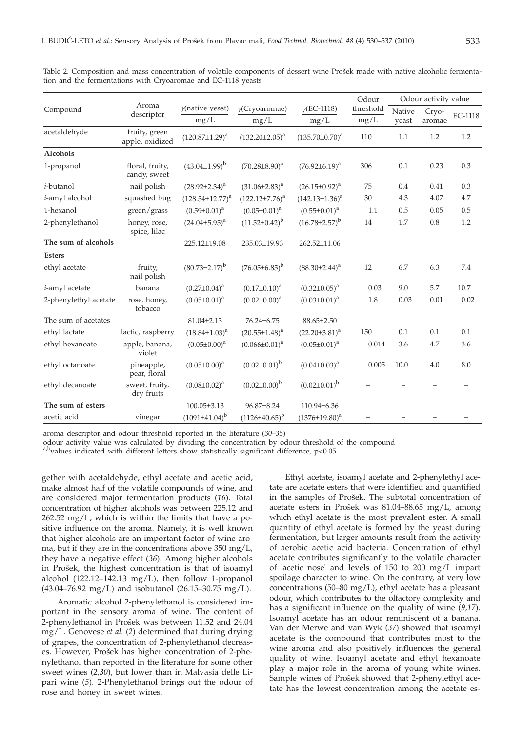Table 2. Composition and mass concentration of volatile components of dessert wine Prošek made with native alcoholic fermentation and the fermentations with Cryoaromae and EC-1118 yeasts

| Compound | Aroma descriptor | γ(native yeast) mg/L | γ(Cryoaromae) mg/L | γ(EC-1118) mg/L | Odour threshold mg/L | Odour activity value | | |
|---|---|---|---|---|---|---|---|---|
| | | | | | | Native yeast | Cryo-aromae | EC-1118 |
| acetaldehyde | fruity, green apple, oxidized | (120.87±1.29)[a] | (132.20±2.05)[a] | (135.70±0.70)[a] | 110 | 1.1 | 1.2 | 1.2 |
| **Alcohols** | | | | | | | | |
| 1-propanol | floral, fruity, candy, sweet | (43.04±1.99)[b] | (70.28±8.90)[a] | (76.92±6.19)[a] | 306 | 0.1 | 0.23 | 0.3 |
| *i*-butanol | nail polish | (28.92±2.34)[a] | (31.06±2.83)[a] | (26.15±0.92)[a] | 75 | 0.4 | 0.41 | 0.3 |
| *i*-amyl alcohol | squashed bug | (128.54±12.77)[a] | (122.12±7.76)[a] | (142.13±1.36)[a] | 30 | 4.3 | 4.07 | 4.7 |
| 1-hexanol | green/grass | (0.59±0.01)[a] | (0.05±0.01)[a] | (0.55±0.01)[a] | 1.1 | 0.5 | 0.05 | 0.5 |
| 2-phenylethanol | honey, rose, spice, lilac | (24.04±5.95)[a] | (11.52±0.42)[b] | (16.78±2.57)[b] | 14 | 1.7 | 0.8 | 1.2 |
| **The sum of alcohols** | | 225.12±19.08 | 235.03±19.93 | 262.52±11.06 | | | | |
| **Esters** | | | | | | | | |
| ethyl acetate | fruity, nail polish | (80.73±2.17)[b] | (76.05±6.85)[b] | (88.30±2.44)[a] | 12 | 6.7 | 6.3 | 7.4 |
| *i*-amyl acetate | banana | (0.27±0.04)[a] | (0.17±0.10)[a] | (0.32±0.05)[a] | 0.03 | 9.0 | 5.7 | 10.7 |
| 2-phenylethyl acetate | rose, honey, tobacco | (0.05±0.01)[a] | (0.02±0.00)[a] | (0.03±0.01)[a] | 1.8 | 0.03 | 0.01 | 0.02 |
| The sum of acetates | | 81.04±2.13 | 76.24±6.75 | 88.65±2.50 | | | | |
| ethyl lactate | lactic, raspberry | (18.84±1.03)[a] | (20.55±1.48)[a] | (22.20±3.81)[a] | 150 | 0.1 | 0.1 | 0.1 |
| ethyl hexanoate | apple, banana, violet | (0.05±0.00)[a] | (0.066±0.01)[a] | (0.05±0.01)[a] | 0.014 | 3.6 | 4.7 | 3.6 |
| ethyl octanoate | pineapple, pear, floral | (0.05±0.00)[a] | (0.02±0.01)[b] | (0.04±0.03)[a] | 0.005 | 10.0 | 4.0 | 8.0 |
| ethyl decanoate | sweet, fruity, dry fruits | (0.08±0.02)[a] | (0.02±0.00)[b] | (0.02±0.01)[b] | – | – | – | – |
| **The sum of esters** | | 100.05±3.13 | 96.87±8.24 | 110.94±6.36 | | | | |
| acetic acid | vinegar | (1091±41.04)[b] | (1126±40.65)[b] | (1376±19.80)[a] | – | – | – | – |

aroma descriptor and odour threshold reported in the literature (*30–35*)

odour activity value was calculated by dividing the concentration by odour threshold of the compound

[a,b]values indicated with different letters show statistically significant difference, $p<0.05$

gether with acetaldehyde, ethyl acetate and acetic acid, make almost half of the volatile compounds of wine, and are considered major fermentation products (*16*). Total concentration of higher alcohols was between 225.12 and 262.52 mg/L, which is within the limits that have a positive influence on the aroma. Namely, it is well known that higher alcohols are an important factor of wine aroma, but if they are in the concentrations above 350 mg/L, they have a negative effect (*36*). Among higher alcohols in Prošek, the highest concentration is that of isoamyl alcohol (122.12–142.13 mg/L), then follow 1-propanol (43.04–76.92 mg/L) and isobutanol (26.15–30.75 mg/L).

Aromatic alcohol 2-phenylethanol is considered important in the sensory aroma of wine. The content of 2-phenylethanol in Prošek was between 11.52 and 24.04 mg/L. Genovese *et al.* (*2*) determined that during drying of grapes, the concentration of 2-phenylethanol decreases. However, Prošek has higher concentration of 2-phenylethanol than reported in the literature for some other sweet wines (*2,30*), but lower than in Malvasia delle Lipari wine (*5*). 2-Phenylethanol brings out the odour of rose and honey in sweet wines.

Ethyl acetate, isoamyl acetate and 2-phenylethyl acetate are acetate esters that were identified and quantified in the samples of Prošek. The subtotal concentration of acetate esters in Prošek was 81.04–88.65 mg/L, among which ethyl acetate is the most prevalent ester. A small quantity of ethyl acetate is formed by the yeast during fermentation, but larger amounts result from the activity of aerobic acetic acid bacteria. Concentration of ethyl acetate contributes significantly to the volatile character of 'acetic nose' and levels of 150 to 200 mg/L impart spoilage character to wine. On the contrary, at very low concentrations (50–80 mg/L), ethyl acetate has a pleasant odour, which contributes to the olfactory complexity and has a significant influence on the quality of wine (*9,17*). Isoamyl acetate has an odour reminiscent of a banana. Van der Merwe and van Wyk (*37*) showed that isoamyl acetate is the compound that contributes most to the wine aroma and also positively influences the general quality of wine. Isoamyl acetate and ethyl hexanoate play a major role in the aroma of young white wines. Sample wines of Prošek showed that 2-phenylethyl acetate has the lowest concentration among the acetate es-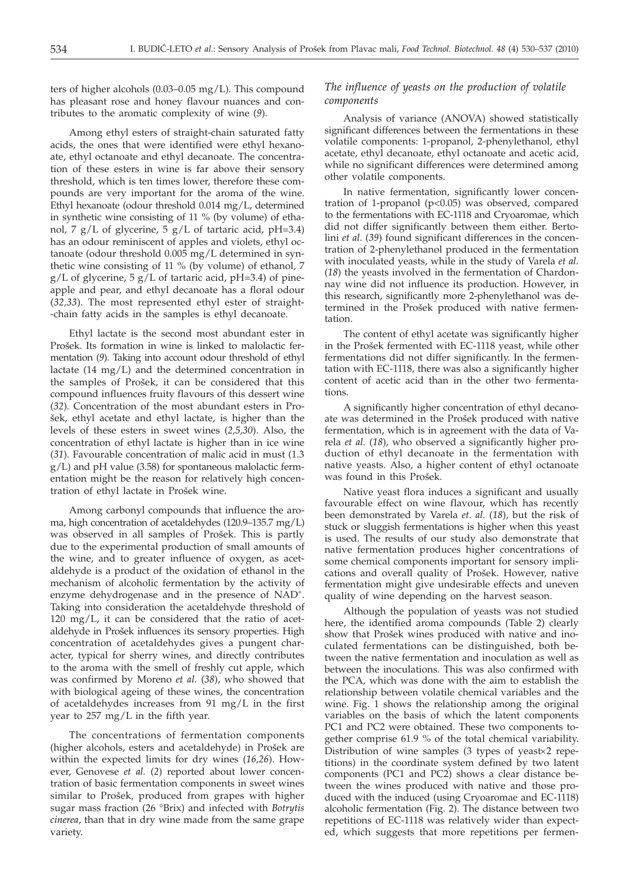ters of higher alcohols (0.03–0.05 mg/L). This compound has pleasant rose and honey flavour nuances and contributes to the aromatic complexity of wine (*9*).

Among ethyl esters of straight-chain saturated fatty acids, the ones that were identified were ethyl hexanoate, ethyl octanoate and ethyl decanoate. The concentration of these esters in wine is far above their sensory threshold, which is ten times lower, therefore these compounds are very important for the aroma of the wine. Ethyl hexanoate (odour threshold 0.014 mg/L, determined in synthetic wine consisting of 11 % (by volume) of ethanol, 7 g/L of glycerine, 5 g/L of tartaric acid, pH=3.4) has an odour reminiscent of apples and violets, ethyl octanoate (odour threshold 0.005 mg/L determined in synthetic wine consisting of 11 % (by volume) of ethanol, 7 g/L of glycerine, 5 g/L of tartaric acid, pH=3.4) of pineapple and pear, and ethyl decanoate has a floral odour (*32,33*). The most represented ethyl ester of straight-chain fatty acids in the samples is ethyl decanoate.

Ethyl lactate is the second most abundant ester in Prošek. Its formation in wine is linked to malolactic fermentation (*9*). Taking into account odour threshold of ethyl lactate (14 mg/L) and the determined concentration in the samples of Prošek, it can be considered that this compound influences fruity flavours of this dessert wine (*32*). Concentration of the most abundant esters in Prošek, ethyl acetate and ethyl lactate, is higher than the levels of these esters in sweet wines (*2,5,30*). Also, the concentration of ethyl lactate is higher than in ice wine (*31*). Favourable concentration of malic acid in must (1.3 g/L) and pH value (3.58) for spontaneous malolactic fermentation might be the reason for relatively high concentration of ethyl lactate in Prošek wine.

Among carbonyl compounds that influence the aroma, high concentration of acetaldehydes (120.9–135.7 mg/L) was observed in all samples of Prošek. This is partly due to the experimental production of small amounts of the wine, and to greater influence of oxygen, as acetaldehyde is a product of the oxidation of ethanol in the mechanism of alcoholic fermentation by the activity of enzyme dehydrogenase and in the presence of $NAD^+$. Taking into consideration the acetaldehyde threshold of 120 mg/L, it can be considered that the ratio of acetaldehyde in Prošek influences its sensory properties. High concentration of acetaldehydes gives a pungent character, typical for sherry wines, and directly contributes to the aroma with the smell of freshly cut apple, which was confirmed by Moreno *et al.* (*38*), who showed that with biological ageing of these wines, the concentration of acetaldehydes increases from 91 mg/L in the first year to 257 mg/L in the fifth year.

The concentrations of fermentation components (higher alcohols, esters and acetaldehyde) in Prošek are within the expected limits for dry wines (*16,26*). However, Genovese *et al.* (*2*) reported about lower concentration of basic fermentation components in sweet wines similar to Prošek, produced from grapes with higher sugar mass fraction (26 °Brix) and infected with *Botrytis cinerea*, than that in dry wine made from the same grape variety.

### *The influence of yeasts on the production of volatile components*

Analysis of variance (ANOVA) showed statistically significant differences between the fermentations in these volatile components: 1-propanol, 2-phenylethanol, ethyl acetate, ethyl decanoate, ethyl octanoate and acetic acid, while no significant differences were determined among other volatile components.

In native fermentation, significantly lower concentration of 1-propanol ($p<0.05$) was observed, compared to the fermentations with EC-1118 and Cryoaromae, which did not differ significantly between them either. Bertolini *et al.* (*39*) found significant differences in the concentration of 2-phenylethanol produced in the fermentation with inoculated yeasts, while in the study of Varela *et al.* (*18*) the yeasts involved in the fermentation of Chardonnay wine did not influence its production. However, in this research, significantly more 2-phenylethanol was determined in the Prošek produced with native fermentation.

The content of ethyl acetate was significantly higher in the Prošek fermented with EC-1118 yeast, while other fermentations did not differ significantly. In the fermentation with EC-1118, there was also a significantly higher content of acetic acid than in the other two fermentations.

A significantly higher concentration of ethyl decanoate was determined in the Prošek produced with native fermentation, which is in agreement with the data of Varela *et al.* (*18*), who observed a significantly higher production of ethyl decanoate in the fermentation with native yeasts. Also, a higher content of ethyl octanoate was found in this Prošek.

Native yeast flora induces a significant and usually favourable effect on wine flavour, which has recently been demonstrated by Varela *et. al.* (*18*), but the risk of stuck or sluggish fermentations is higher when this yeast is used. The results of our study also demonstrate that native fermentation produces higher concentrations of some chemical components important for sensory implications and overall quality of Prošek. However, native fermentation might give undesirable effects and uneven quality of wine depending on the harvest season.

Although the population of yeasts was not studied here, the identified aroma compounds (Table 2) clearly show that Prošek wines produced with native and inoculated fermentations can be distinguished, both between the native fermentation and inoculation as well as between the inoculations. This was also confirmed with the PCA, which was done with the aim to establish the relationship between volatile chemical variables and the wine. Fig. 1 shows the relationship among the original variables on the basis of which the latent components PC1 and PC2 were obtained. These two components together comprise 61.9 % of the total chemical variability. Distribution of wine samples (3 types of yeast×2 repetitions) in the coordinate system defined by two latent components (PC1 and PC2) shows a clear distance between the wines produced with native and those produced with the induced (using Cryoaromae and EC-1118) alcoholic fermentation (Fig. 2). The distance between two repetitions of EC-1118 was relatively wider than expected, which suggests that more repetitions per fermen-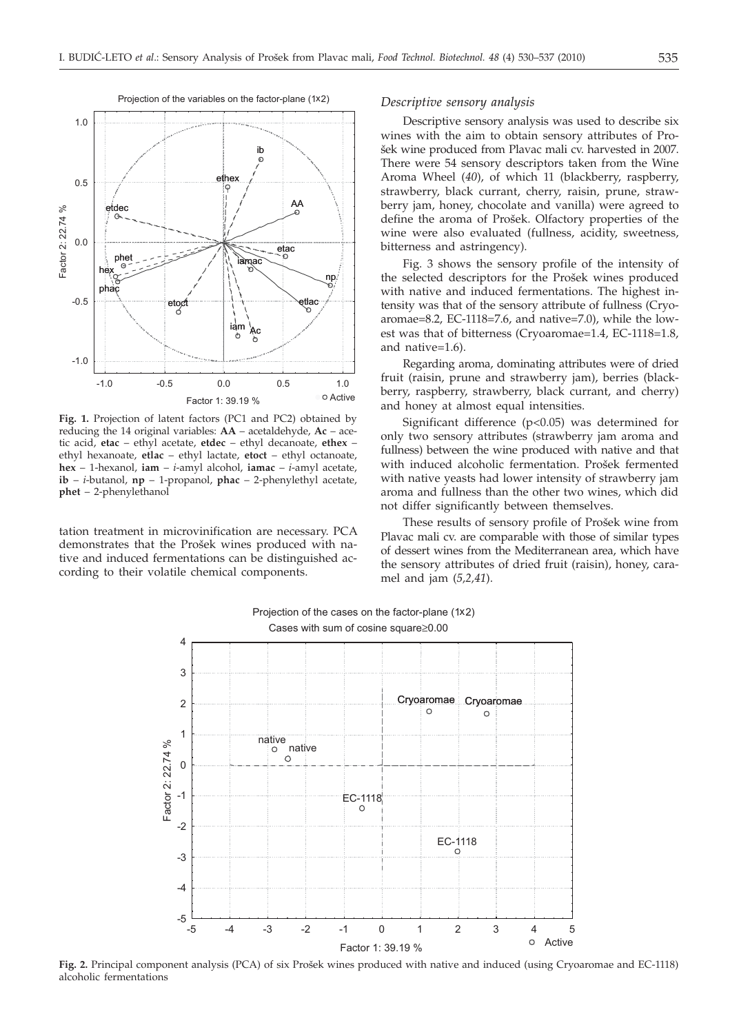**Fig. 1.** Projection of latent factors (PC1 and PC2) obtained by reducing the 14 original variables: **AA** – acetaldehyde, **Ac** – acetic acid, **etac** – ethyl acetate, **etdec** – ethyl decanoate, **ethex** – ethyl hexanoate, **etlac** – ethyl lactate, **etoct** – ethyl octanoate, **hex** – 1-hexanol, **iam** – *i*-amyl alcohol, **iamac** – *i*-amyl acetate, **ib** – *i*-butanol, **np** – 1-propanol, **phac** – 2-phenylethyl acetate, **phet** – 2-phenylethanol

tation treatment in microvinification are necessary. PCA demonstrates that the Prošek wines produced with native and induced fermentations can be distinguished according to their volatile chemical components.

### *Descriptive sensory analysis*

Descriptive sensory analysis was used to describe six wines with the aim to obtain sensory attributes of Prošek wine produced from Plavac mali cv. harvested in 2007. There were 54 sensory descriptors taken from the Wine Aroma Wheel (*40*), of which 11 (blackberry, raspberry, strawberry, black currant, cherry, raisin, prune, strawberry jam, honey, chocolate and vanilla) were agreed to define the aroma of Prošek. Olfactory properties of the wine were also evaluated (fullness, acidity, sweetness, bitterness and astringency).

Fig. 3 shows the sensory profile of the intensity of the selected descriptors for the Prošek wines produced with native and induced fermentations. The highest intensity was that of the sensory attribute of fullness (Cryoaromae=8.2, EC-1118=7.6, and native=7.0), while the lowest was that of bitterness (Cryoaromae=1.4, EC-1118=1.8, and native=1.6).

Regarding aroma, dominating attributes were of dried fruit (raisin, prune and strawberry jam), berries (blackberry, raspberry, strawberry, black currant, and cherry) and honey at almost equal intensities.

Significant difference ($p<0.05$) was determined for only two sensory attributes (strawberry jam aroma and fullness) between the wine produced with native and that with induced alcoholic fermentation. Prošek fermented with native yeasts had lower intensity of strawberry jam aroma and fullness than the other two wines, which did not differ significantly between themselves.

These results of sensory profile of Prošek wine from Plavac mali cv. are comparable with those of similar types of dessert wines from the Mediterranean area, which have the sensory attributes of dried fruit (raisin), honey, caramel and jam (*5,2,41*).

**Fig. 2.** Principal component analysis (PCA) of six Prošek wines produced with native and induced (using Cryoaromae and EC-1118) alcoholic fermentations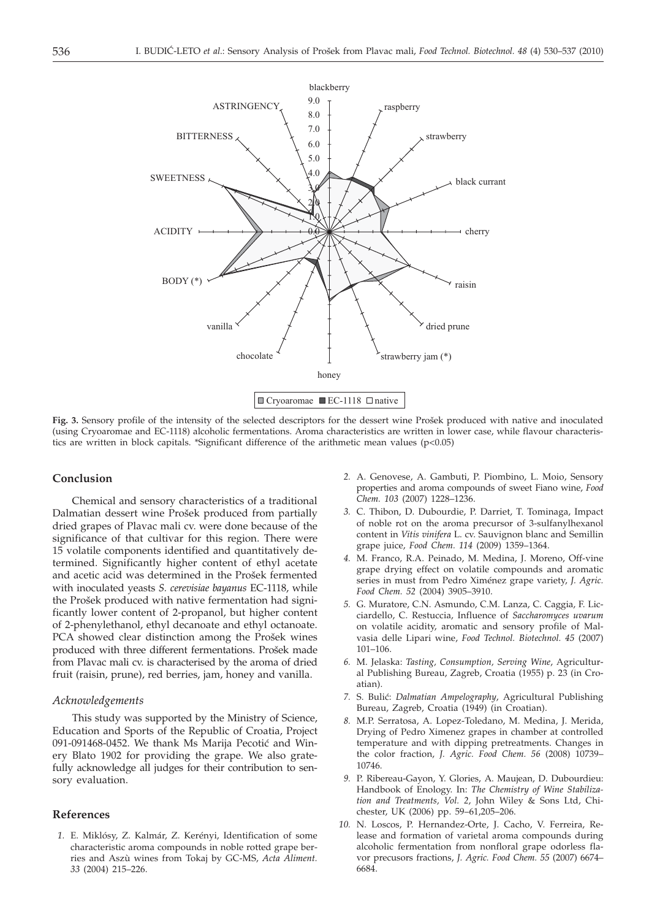blackberry

ASTRINGENCY

BITTERNESS

SWEETNESS

ACIDITY

BODY (*)

vanilla

chocolate

honey

strawberry jam (*)

dried prune

raisin

cherry

black currant

strawberry

raspberry

9.0 8.0 7.0 6.0 5.0 4.0 3.0 2.0 1.0 0.0

Cryoaromae EC-1118 native

**Fig. 3.** Sensory profile of the intensity of the selected descriptors for the dessert wine Prošek produced with native and inoculated (using Cryoaromae and EC-1118) alcoholic fermentations. Aroma characteristics are written in lower case, while flavour characteristics are written in block capitals. *Significant difference of the arithmetic mean values ($p<0.05$)

## Conclusion

Chemical and sensory characteristics of a traditional Dalmatian dessert wine Prošek produced from partially dried grapes of Plavac mali cv. were done because of the significance of that cultivar for this region. There were 15 volatile components identified and quantitatively determined. Significantly higher content of ethyl acetate and acetic acid was determined in the Prošek fermented with inoculated yeasts *S. cerevisiae bayanus* EC-1118, while the Prošek produced with native fermentation had significantly lower content of 2-propanol, but higher content of 2-phenylethanol, ethyl decanoate and ethyl octanoate. PCA showed clear distinction among the Prošek wines produced with three different fermentations. Prošek made from Plavac mali cv. is characterised by the aroma of dried fruit (raisin, prune), red berries, jam, honey and vanilla.

### *Acknowledgements*

This study was supported by the Ministry of Science, Education and Sports of the Republic of Croatia, Project 091-091468-0452. We thank Ms Marija Pecotić and Winery Blato 1902 for providing the grape. We also gratefully acknowledge all judges for their contribution to sensory evaluation.

## References

1. E. Miklósy, Z. Kalmár, Z. Kerényi, Identification of some characteristic aroma compounds in noble rotted grape berries and Aszù wines from Tokaj by GC-MS, *Acta Aliment. 33* (2004) 215–226.
2. A. Genovese, A. Gambuti, P. Piombino, L. Moio, Sensory properties and aroma compounds of sweet Fiano wine, *Food Chem. 103* (2007) 1228–1236.
3. C. Thibon, D. Dubourdie, P. Darriet, T. Tominaga, Impact of noble rot on the aroma precursor of 3-sulfanylhexanol content in *Vitis vinifera* L. cv. Sauvignon blanc and Semillin grape juice, *Food Chem. 114* (2009) 1359–1364.
4. M. Franco, R.A. Peinado, M. Medina, J. Moreno, Off-vine grape drying effect on volatile compounds and aromatic series in must from Pedro Ximénez grape variety, *J. Agric. Food Chem. 52* (2004) 3905–3910.
5. G. Muratore, C.N. Asmundo, C.M. Lanza, C. Caggia, F. Licciardello, C. Restuccia, Influence of *Saccharomyces uvarum* on volatile acidity, aromatic and sensory profile of Malvasia delle Lipari wine, *Food Technol. Biotechnol. 45* (2007) 101–106.
6. M. Jelaska: *Tasting, Consumption, Serving Wine*, Agricultural Publishing Bureau, Zagreb, Croatia (1955) p. 23 (in Croatian).
7. S. Bulić: *Dalmatian Ampelography*, Agricultural Publishing Bureau, Zagreb, Croatia (1949) (in Croatian).
8. M.P. Serratosa, A. Lopez-Toledano, M. Medina, J. Merida, Drying of Pedro Ximenez grapes in chamber at controlled temperature and with dipping pretreatments. Changes in the color fraction, *J. Agric. Food Chem. 56* (2008) 10739–10746.
9. P. Ribereau-Gayon, Y. Glories, A. Maujean, D. Dubourdieu: Handbook of Enology. In: *The Chemistry of Wine Stabilization and Treatments, Vol. 2*, John Wiley & Sons Ltd, Chichester, UK (2006) pp. 59–61,205–206.
10. N. Loscos, P. Hernandez-Orte, J. Cacho, V. Ferreira, Release and formation of varietal aroma compounds during alcoholic fermentation from nonfloral grape odorless flavor precusors fractions, *J. Agric. Food Chem. 55* (2007) 6674–6684.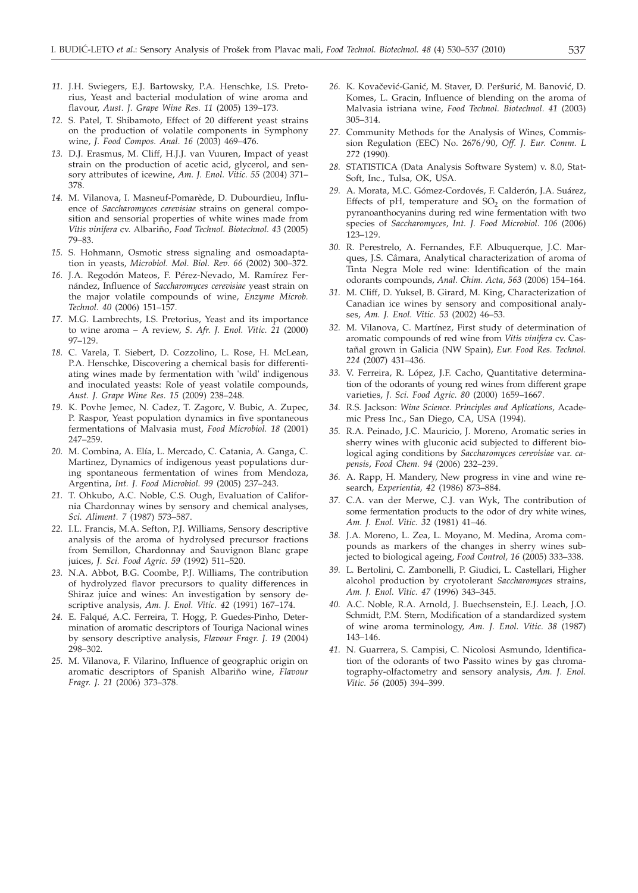*11.* J.H. Swiegers, E.J. Bartowsky, P.A. Henschke, I.S. Pretorius, Yeast and bacterial modulation of wine aroma and flavour, *Aust. J. Grape Wine Res. 11* (2005) 139–173.

*12.* S. Patel, T. Shibamoto, Effect of 20 different yeast strains on the production of volatile components in Symphony wine, *J. Food Compos. Anal. 16* (2003) 469–476.

*13.* D.J. Erasmus, M. Cliff, H.J.J. van Vuuren, Impact of yeast strain on the production of acetic acid, glycerol, and sensory attributes of icewine, *Am. J. Enol. Vitic. 55* (2004) 371–378.

*14.* M. Vilanova, I. Masneuf-Pomarède, D. Dubourdieu, Influence of *Saccharomyces cerevisiae* strains on general composition and sensorial properties of white wines made from *Vitis vinifera* cv. Albariño, *Food Technol. Biotechnol. 43* (2005) 79–83.

*15.* S. Hohmann, Osmotic stress signaling and osmoadaptation in yeasts, *Microbiol. Mol. Biol. Rev. 66* (2002) 300–372.

*16.* J.A. Regodón Mateos, F. Pérez-Nevado, M. Ramírez Fernández, Influence of *Saccharomyces cerevisiae* yeast strain on the major volatile compounds of wine, *Enzyme Microb. Technol. 40* (2006) 151–157.

*17.* M.G. Lambrechts, I.S. Pretorius, Yeast and its importance to wine aroma – A review, *S. Afr. J. Enol. Vitic. 21* (2000) 97–129.

*18.* C. Varela, T. Siebert, D. Cozzolino, L. Rose, H. McLean, P.A. Henschke, Discovering a chemical basis for differentiating wines made by fermentation with 'wild' indigenous and inoculated yeasts: Role of yeast volatile compounds, *Aust. J. Grape Wine Res. 15* (2009) 238–248.

*19.* K. Povhe Jemec, N. Cadez, T. Zagorc, V. Bubic, A. Zupec, P. Raspor, Yeast population dynamics in five spontaneous fermentations of Malvasia must, *Food Microbiol. 18* (2001) 247–259.

*20.* M. Combina, A. Elía, L. Mercado, C. Catania, A. Ganga, C. Martinez, Dynamics of indigenous yeast populations during spontaneous fermentation of wines from Mendoza, Argentina, *Int. J. Food Microbiol. 99* (2005) 237–243.

*21.* T. Ohkubo, A.C. Noble, C.S. Ough, Evaluation of California Chardonnay wines by sensory and chemical analyses, *Sci. Aliment. 7* (1987) 573–587.

*22.* I.L. Francis, M.A. Sefton, P.J. Williams, Sensory descriptive analysis of the aroma of hydrolysed precursor fractions from Semillon, Chardonnay and Sauvignon Blanc grape juices, *J. Sci. Food Agric. 59* (1992) 511–520.

*23.* N.A. Abbot, B.G. Coombe, P.J. Williams, The contribution of hydrolyzed flavor precursors to quality differences in Shiraz juice and wines: An investigation by sensory descriptive analysis, *Am. J. Enol. Vitic. 42* (1991) 167–174.

*24.* E. Falqué, A.C. Ferreira, T. Hogg, P. Guedes-Pinho, Determination of aromatic descriptors of Touriga Nacional wines by sensory descriptive analysis, *Flavour Fragr. J. 19* (2004) 298–302.

*25.* M. Vilanova, F. Vilarino, Influence of geographic origin on aromatic descriptors of Spanish Albariño wine, *Flavour Fragr. J. 21* (2006) 373–378.

*26.* K. Kovačević-Ganić, M. Staver, Đ. Peršurić, M. Banović, D. Komes, L. Gracin, Influence of blending on the aroma of Malvasia istriana wine, *Food Technol. Biotechnol. 41* (2003) 305–314.

*27.* Community Methods for the Analysis of Wines, Commission Regulation (EEC) No. 2676/90, *Off. J. Eur. Comm. L 272* (1990).

*28.* STATISTICA (Data Analysis Software System) v. 8.0, StatSoft, Inc., Tulsa, OK, USA.

*29.* A. Morata, M.C. Gómez-Cordovés, F. Calderón, J.A. Suárez, Effects of pH, temperature and $SO_2$ on the formation of pyranoanthocyanins during red wine fermentation with two species of *Saccharomyces*, *Int. J. Food Microbiol. 106* (2006) 123–129.

*30.* R. Perestrelo, A. Fernandes, F.F. Albuquerque, J.C. Marques, J.S. Câmara, Analytical characterization of aroma of Tinta Negra Mole red wine: Identification of the main odorants compounds, *Anal. Chim. Acta, 563* (2006) 154–164.

*31.* M. Cliff, D. Yuksel, B. Girard, M. King, Characterization of Canadian ice wines by sensory and compositional analyses, *Am. J. Enol. Vitic. 53* (2002) 46–53.

*32.* M. Vilanova, C. Martínez, First study of determination of aromatic compounds of red wine from *Vitis vinifera* cv. Castañal grown in Galicia (NW Spain), *Eur. Food Res. Technol. 224* (2007) 431–436.

*33.* V. Ferreira, R. López, J.F. Cacho, Quantitative determination of the odorants of young red wines from different grape varieties, *J. Sci. Food Agric. 80* (2000) 1659–1667.

*34.* R.S. Jackson: *Wine Science. Principles and Aplications*, Academic Press Inc., San Diego, CA, USA (1994).

*35.* R.A. Peinado, J.C. Mauricio, J. Moreno, Aromatic series in sherry wines with gluconic acid subjected to different biological aging conditions by *Saccharomyces cerevisiae* var. *capensis*, *Food Chem. 94* (2006) 232–239.

*36.* A. Rapp, H. Mandery, New progress in vine and wine research, *Experientia, 42* (1986) 873–884.

*37.* C.A. van der Merwe, C.J. van Wyk, The contribution of some fermentation products to the odor of dry white wines, *Am. J. Enol. Vitic. 32* (1981) 41–46.

*38.* J.A. Moreno, L. Zea, L. Moyano, M. Medina, Aroma compounds as markers of the changes in sherry wines subjected to biological ageing, *Food Control, 16* (2005) 333–338.

*39.* L. Bertolini, C. Zambonelli, P. Giudici, L. Castellari, Higher alcohol production by cryotolerant *Saccharomyces* strains, *Am. J. Enol. Vitic. 47* (1996) 343–345.

*40.* A.C. Noble, R.A. Arnold, J. Buechsenstein, E.J. Leach, J.O. Schmidt, P.M. Stern, Modification of a standardized system of wine aroma terminology, *Am. J. Enol. Vitic. 38* (1987) 143–146.

*41.* N. Guarrera, S. Campisi, C. Nicolosi Asmundo, Identification of the odorants of two Passito wines by gas chromatography-olfactometry and sensory analysis, *Am. J. Enol. Vitic. 56* (2005) 394–399.